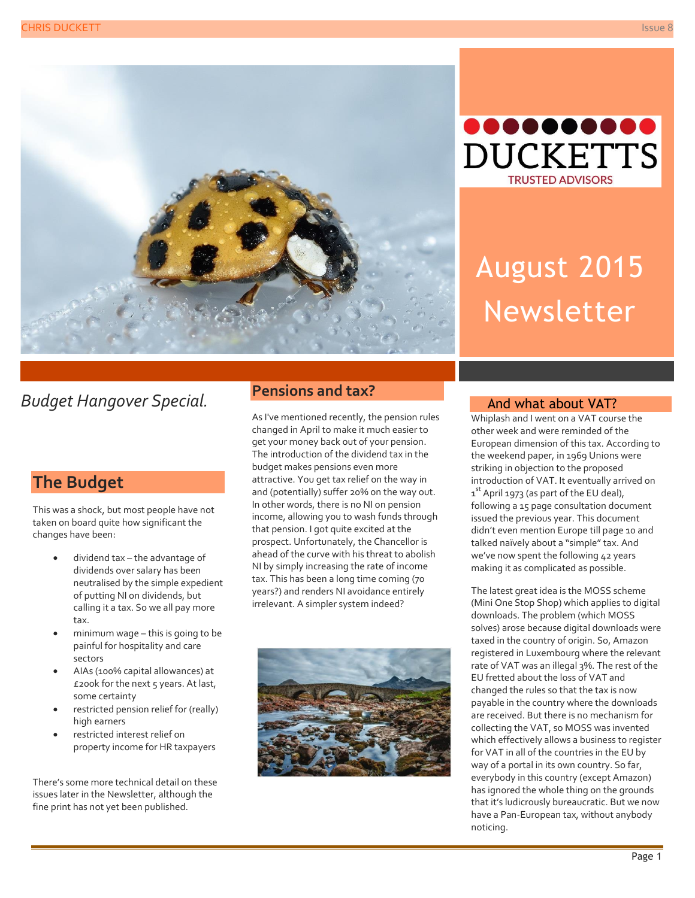DUCKETTS

TRUSTED ADVISORS

# August 2015 Newsletter

*Budget Hangover Special.*

## The Budget

This was a shock, but most people have not taken on board quite how significant the changes have been:

- dividend tax – the advantage of dividends over salary has been neutralised by the simple expedient of putting NI on dividends, but calling it a tax. So we all pay more tax.
- minimum wage – this is going to be painful for hospitality and care sectors
- AIAs (100% capital allowances) at £200k for the next 5 years. At last, some certainty
- restricted pension relief for (really) high earners
- restricted interest relief on property income for HR taxpayers

There's some more technical detail on these issues later in the Newsletter, although the fine print has not yet been published.

## Pensions and tax?

As I've mentioned recently, the pension rules changed in April to make it much easier to get your money back out of your pension. The introduction of the dividend tax in the budget makes pensions even more attractive. You get tax relief on the way in and (potentially) suffer 20% on the way out. In other words, there is no NI on pension income, allowing you to wash funds through that pension. I got quite excited at the prospect. Unfortunately, the Chancellor is ahead of the curve with his threat to abolish NI by simply increasing the rate of income tax. This has been a long time coming (70 years?) and renders NI avoidance entirely irrelevant. A simpler system indeed?

## And what about VAT?

Whiplash and I went on a VAT course the other week and were reminded of the European dimension of this tax. According to the weekend paper, in 1969 Unions were striking in objection to the proposed introduction of VAT. It eventually arrived on 1st April 1973 (as part of the EU deal), following a 15 page consultation document issued the previous year. This document didn't even mention Europe till page 10 and talked naïvely about a "simple" tax. And we've now spent the following 42 years making it as complicated as possible.

The latest great idea is the MOSS scheme (Mini One Stop Shop) which applies to digital downloads. The problem (which MOSS solves) arose because digital downloads were taxed in the country of origin. So, Amazon registered in Luxembourg where the relevant rate of VAT was an illegal 3%. The rest of the EU fretted about the loss of VAT and changed the rules so that the tax is now payable in the country where the downloads are received. But there is no mechanism for collecting the VAT, so MOSS was invented which effectively allows a business to register for VAT in all of the countries in the EU by way of a portal in its own country. So far, everybody in this country (except Amazon) has ignored the whole thing on the grounds that it's ludicrously bureaucratic. But we now have a Pan-European tax, without anybody noticing.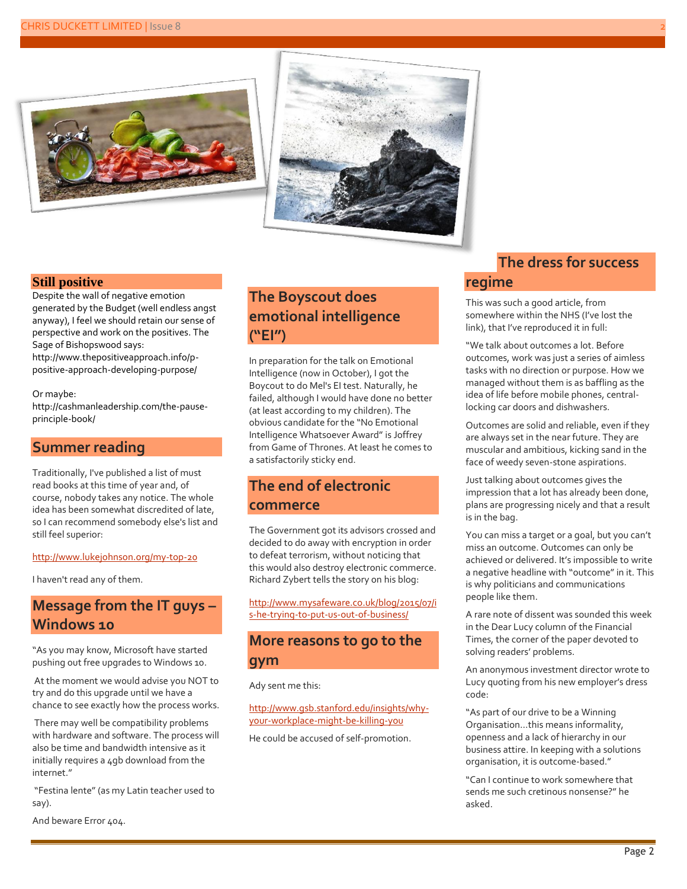## Still positive

Despite the wall of negative emotion generated by the Budget (well endless angst anyway), I feel we should retain our sense of perspective and work on the positives. The Sage of Bishopswood says: http://www.thepositiveapproach.info/p-positive-approach-developing-purpose/

Or maybe: http://cashmanleadership.com/the-pause-principle-book/

## Summer reading

Traditionally, I've published a list of must read books at this time of year and, of course, nobody takes any notice. The whole idea has been somewhat discredited of late, so I can recommend somebody else's list and still feel superior:

http://www.lukejohnson.org/my-top-20

I haven't read any of them.

## Message from the IT guys – Windows 10

"As you may know, Microsoft have started pushing out free upgrades to Windows 10.

At the moment we would advise you NOT to try and do this upgrade until we have a chance to see exactly how the process works.

There may well be compatibility problems with hardware and software. The process will also be time and bandwidth intensive as it initially requires a 4gb download from the internet."

"Festina lente" (as my Latin teacher used to say).

And beware Error 404.

## The Boyscout does emotional intelligence ("EI")

In preparation for the talk on Emotional Intelligence (now in October), I got the Boycout to do Mel's EI test. Naturally, he failed, although I would have done no better (at least according to my children). The obvious candidate for the "No Emotional Intelligence Whatsoever Award" is Joffrey from Game of Thrones. At least he comes to a satisfactorily sticky end.

## The end of electronic commerce

The Government got its advisors crossed and decided to do away with encryption in order to defeat terrorism, without noticing that this would also destroy electronic commerce. Richard Zybert tells the story on his blog:

http://www.mysafeware.co.uk/blog/2015/07/is-he-trying-to-put-us-out-of-business/

## More reasons to go to the gym

Ady sent me this:

http://www.gsb.stanford.edu/insights/why-your-workplace-might-be-killing-you

He could be accused of self-promotion.

## The dress for success regime

This was such a good article, from somewhere within the NHS (I've lost the link), that I've reproduced it in full:

"We talk about outcomes a lot. Before outcomes, work was just a series of aimless tasks with no direction or purpose. How we managed without them is as baffling as the idea of life before mobile phones, central-locking car doors and dishwashers.

Outcomes are solid and reliable, even if they are always set in the near future. They are muscular and ambitious, kicking sand in the face of weedy seven-stone aspirations.

Just talking about outcomes gives the impression that a lot has already been done, plans are progressing nicely and that a result is in the bag.

You can miss a target or a goal, but you can't miss an outcome. Outcomes can only be achieved or delivered. It's impossible to write a negative headline with "outcome" in it. This is why politicians and communications people like them.

A rare note of dissent was sounded this week in the Dear Lucy column of the Financial Times, the corner of the paper devoted to solving readers' problems.

An anonymous investment director wrote to Lucy quoting from his new employer's dress code:

"As part of our drive to be a Winning Organisation…this means informality, openness and a lack of hierarchy in our business attire. In keeping with a solutions organisation, it is outcome-based."

"Can I continue to work somewhere that sends me such cretinous nonsense?" he asked.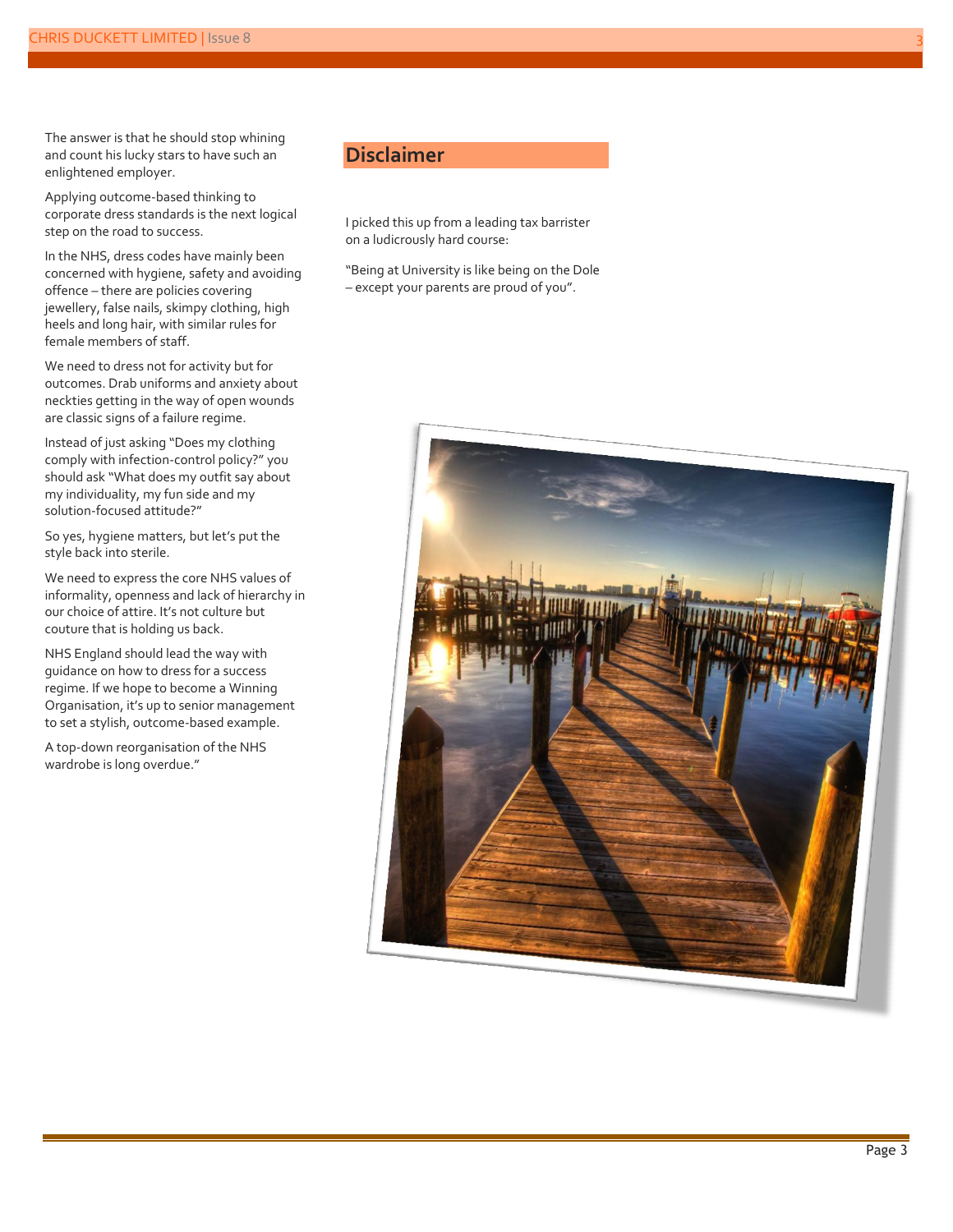The answer is that he should stop whining and count his lucky stars to have such an enlightened employer.

Applying outcome-based thinking to corporate dress standards is the next logical step on the road to success.

In the NHS, dress codes have mainly been concerned with hygiene, safety and avoiding offence – there are policies covering jewellery, false nails, skimpy clothing, high heels and long hair, with similar rules for female members of staff.

We need to dress not for activity but for outcomes. Drab uniforms and anxiety about neckties getting in the way of open wounds are classic signs of a failure regime.

Instead of just asking "Does my clothing comply with infection-control policy?" you should ask "What does my outfit say about my individuality, my fun side and my solution-focused attitude?"

So yes, hygiene matters, but let's put the style back into sterile.

We need to express the core NHS values of informality, openness and lack of hierarchy in our choice of attire. It's not culture but couture that is holding us back.

NHS England should lead the way with guidance on how to dress for a success regime. If we hope to become a Winning Organisation, it's up to senior management to set a stylish, outcome-based example.

A top-down reorganisation of the NHS wardrobe is long overdue."

## Disclaimer

I picked this up from a leading tax barrister on a ludicrously hard course:

"Being at University is like being on the Dole – except your parents are proud of you".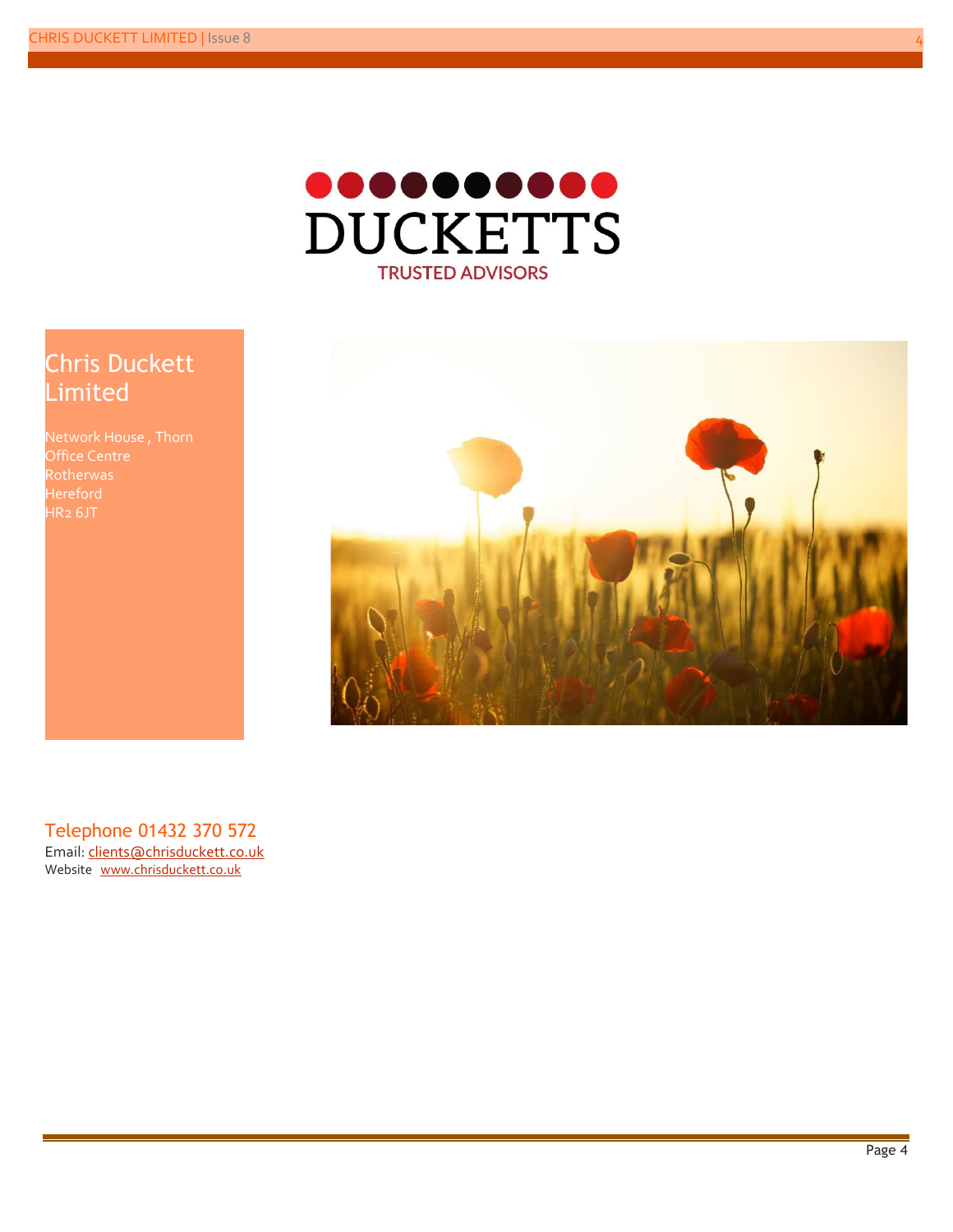DUCKETTS

TRUSTED ADVISORS

## Chris Duckett Limited

Network House , Thorn Office Centre
Rotherwas
Hereford
HR2 6JT

Telephone 01432 370 572
Email: clients@chrisduckett.co.uk
Website www.chrisduckett.co.uk